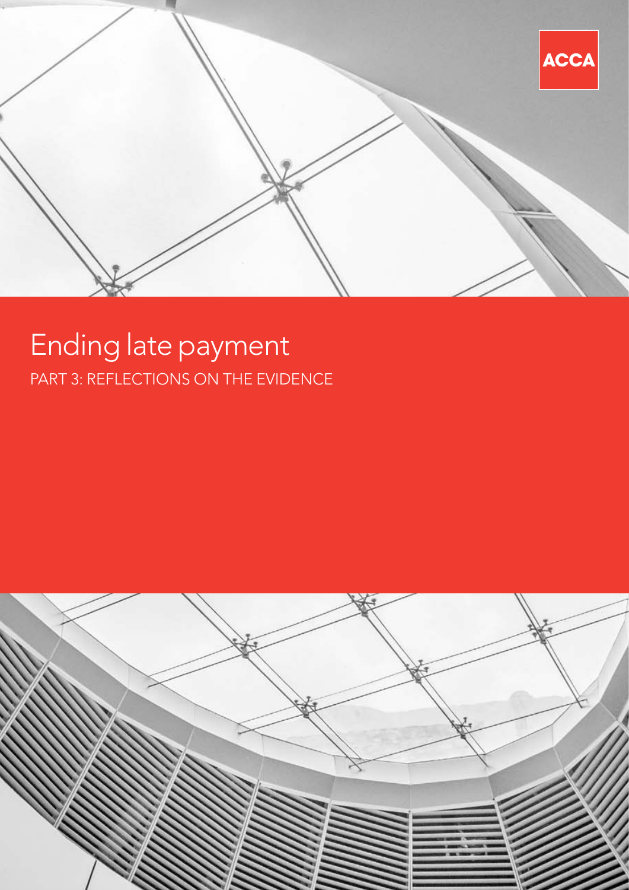ACCA

# Ending late payment

## PART 3: REFLECTIONS ON THE EVIDENCE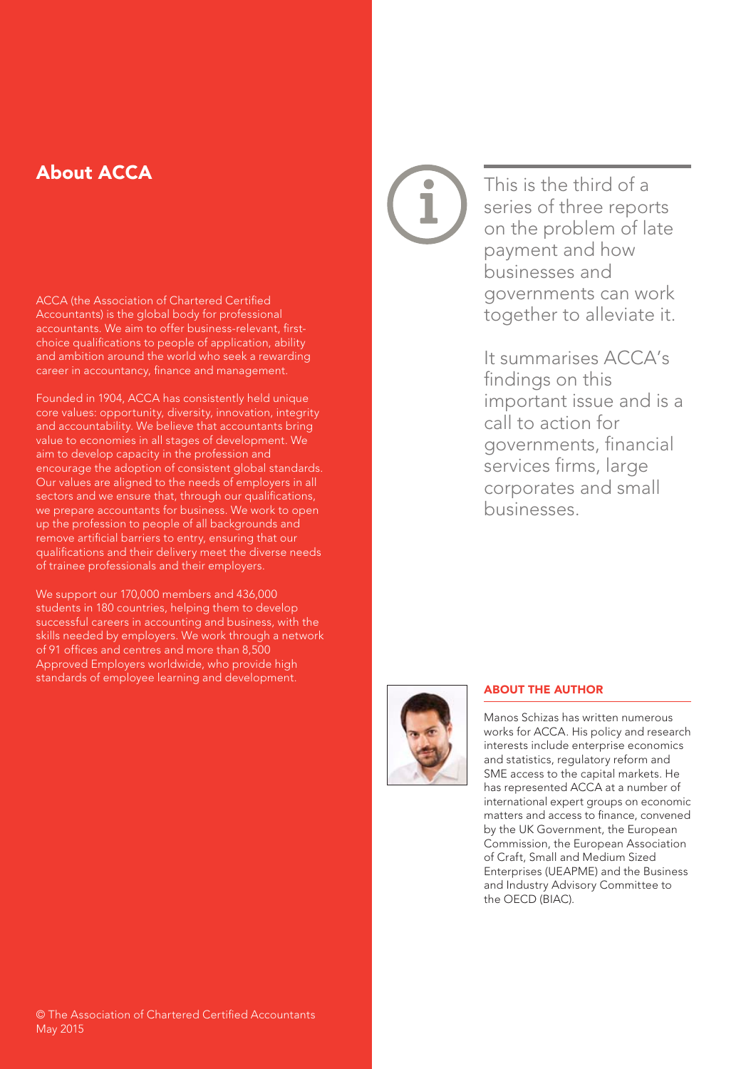## About ACCA

ACCA (the Association of Chartered Certified Accountants) is the global body for professional accountants. We aim to offer business-relevant, first-choice qualifications to people of application, ability and ambition around the world who seek a rewarding career in accountancy, finance and management.

Founded in 1904, ACCA has consistently held unique core values: opportunity, diversity, innovation, integrity and accountability. We believe that accountants bring value to economies in all stages of development. We aim to develop capacity in the profession and encourage the adoption of consistent global standards. Our values are aligned to the needs of employers in all sectors and we ensure that, through our qualifications, we prepare accountants for business. We work to open up the profession to people of all backgrounds and remove artificial barriers to entry, ensuring that our qualifications and their delivery meet the diverse needs of trainee professionals and their employers.

We support our 170,000 members and 436,000 students in 180 countries, helping them to develop successful careers in accounting and business, with the skills needed by employers. We work through a network of 91 offices and centres and more than 8,500 Approved Employers worldwide, who provide high standards of employee learning and development.

© The Association of Chartered Certified Accountants
May 2015

This is the third of a series of three reports on the problem of late payment and how businesses and governments can work together to alleviate it.

It summarises ACCA's findings on this important issue and is a call to action for governments, financial services firms, large corporates and small businesses.

### ABOUT THE AUTHOR

Manos Schizas has written numerous works for ACCA. His policy and research interests include enterprise economics and statistics, regulatory reform and SME access to the capital markets. He has represented ACCA at a number of international expert groups on economic matters and access to finance, convened by the UK Government, the European Commission, the European Association of Craft, Small and Medium Sized Enterprises (UEAPME) and the Business and Industry Advisory Committee to the OECD (BIAC).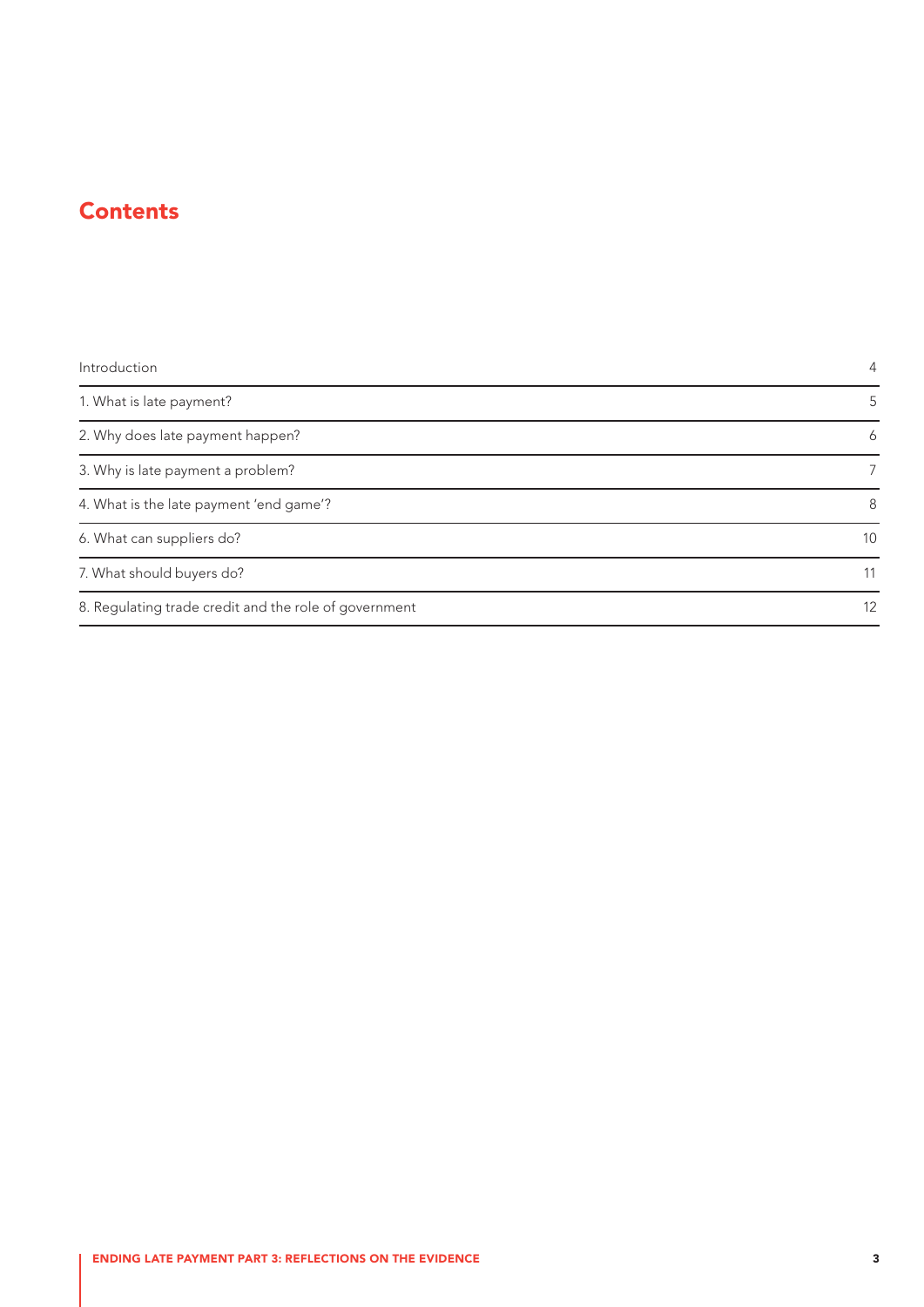## Contents

| | |
|---|---|
| Introduction | 4 |
| 1. What is late payment? | 5 |
| 2. Why does late payment happen? | 6 |
| 3. Why is late payment a problem? | 7 |
| 4. What is the late payment 'end game'? | 8 |
| 6. What can suppliers do? | 10 |
| 7. What should buyers do? | 11 |
| 8. Regulating trade credit and the role of government | 12 |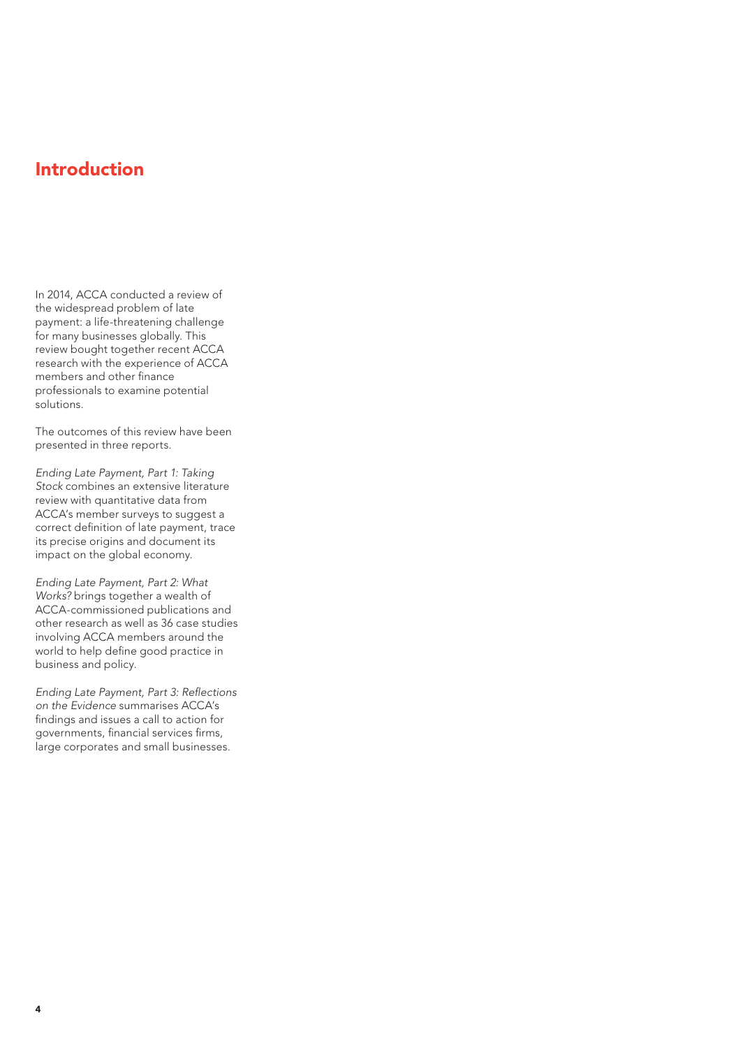# Introduction

In 2014, ACCA conducted a review of the widespread problem of late payment: a life-threatening challenge for many businesses globally. This review bought together recent ACCA research with the experience of ACCA members and other finance professionals to examine potential solutions.

The outcomes of this review have been presented in three reports.

*Ending Late Payment, Part 1: Taking Stock* combines an extensive literature review with quantitative data from ACCA's member surveys to suggest a correct definition of late payment, trace its precise origins and document its impact on the global economy.

*Ending Late Payment, Part 2: What Works?* brings together a wealth of ACCA-commissioned publications and other research as well as 36 case studies involving ACCA members around the world to help define good practice in business and policy.

*Ending Late Payment, Part 3: Reflections on the Evidence* summarises ACCA's findings and issues a call to action for governments, financial services firms, large corporates and small businesses.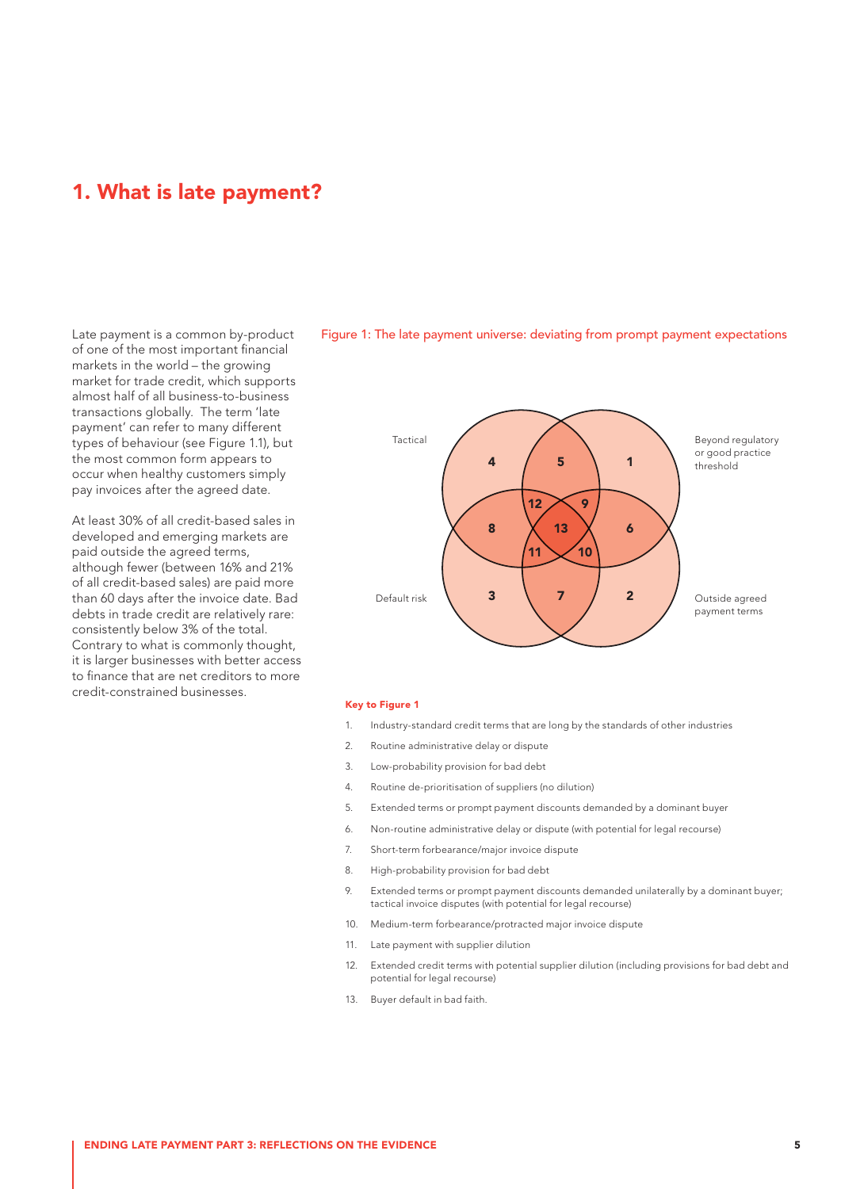# 1. What is late payment?

Late payment is a common by-product of one of the most important financial markets in the world – the growing market for trade credit, which supports almost half of all business-to-business transactions globally. The term 'late payment' can refer to many different types of behaviour (see Figure 1.1), but the most common form appears to occur when healthy customers simply pay invoices after the agreed date.

At least 30% of all credit-based sales in developed and emerging markets are paid outside the agreed terms, although fewer (between 16% and 21% of all credit-based sales) are paid more than 60 days after the invoice date. Bad debts in trade credit are relatively rare: consistently below 3% of the total. Contrary to what is commonly thought, it is larger businesses with better access to finance that are net creditors to more credit-constrained businesses.

Figure 1: The late payment universe: deviating from prompt payment expectations

Tactical

Beyond regulatory or good practice threshold

Default risk

Outside agreed payment terms

**Key to Figure 1**

1. Industry-standard credit terms that are long by the standards of other industries
2. Routine administrative delay or dispute
3. Low-probability provision for bad debt
4. Routine de-prioritisation of suppliers (no dilution)
5. Extended terms or prompt payment discounts demanded by a dominant buyer
6. Non-routine administrative delay or dispute (with potential for legal recourse)
7. Short-term forbearance/major invoice dispute
8. High-probability provision for bad debt
9. Extended terms or prompt payment discounts demanded unilaterally by a dominant buyer; tactical invoice disputes (with potential for legal recourse)
10. Medium-term forbearance/protracted major invoice dispute
11. Late payment with supplier dilution
12. Extended credit terms with potential supplier dilution (including provisions for bad debt and potential for legal recourse)
13. Buyer default in bad faith.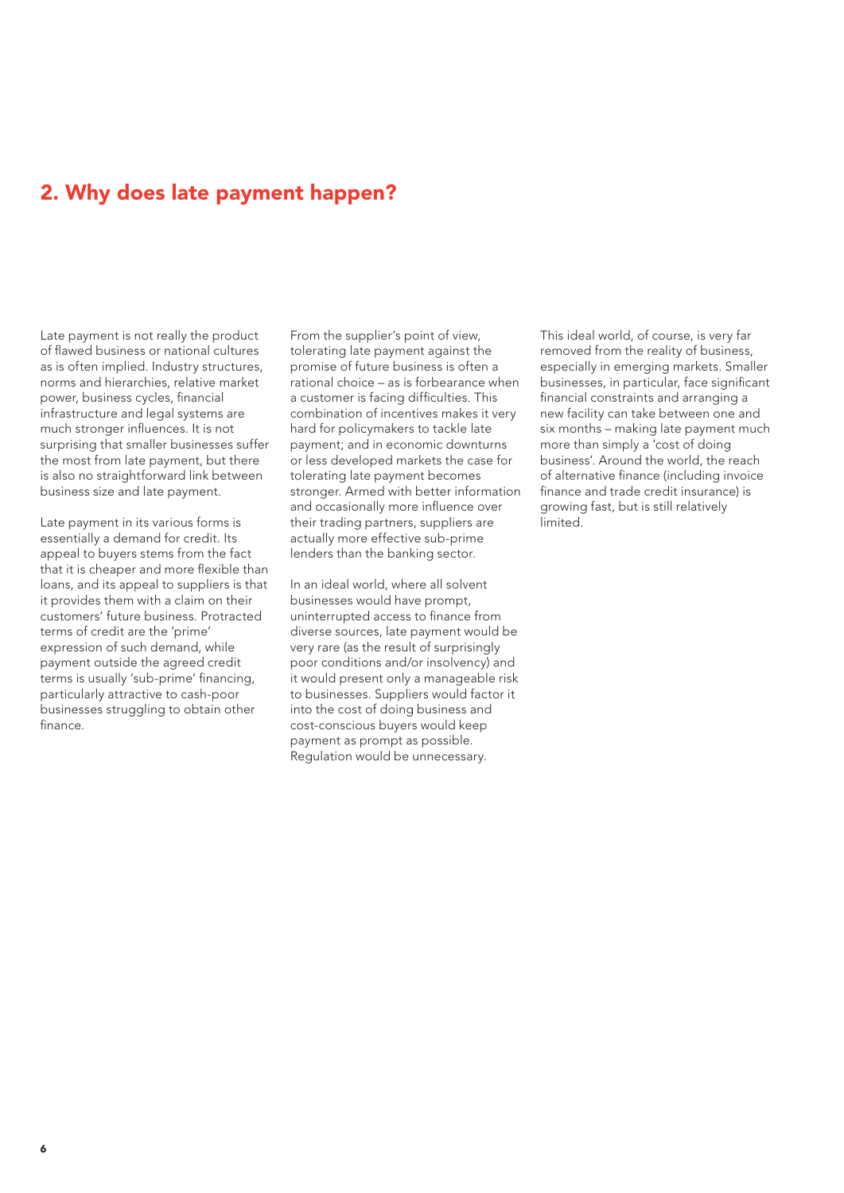## 2. Why does late payment happen?

Late payment is not really the product of flawed business or national cultures as is often implied. Industry structures, norms and hierarchies, relative market power, business cycles, financial infrastructure and legal systems are much stronger influences. It is not surprising that smaller businesses suffer the most from late payment, but there is also no straightforward link between business size and late payment.

Late payment in its various forms is essentially a demand for credit. Its appeal to buyers stems from the fact that it is cheaper and more flexible than loans, and its appeal to suppliers is that it provides them with a claim on their customers' future business. Protracted terms of credit are the 'prime' expression of such demand, while payment outside the agreed credit terms is usually 'sub-prime' financing, particularly attractive to cash-poor businesses struggling to obtain other finance.

From the supplier's point of view, tolerating late payment against the promise of future business is often a rational choice – as is forbearance when a customer is facing difficulties. This combination of incentives makes it very hard for policymakers to tackle late payment; and in economic downturns or less developed markets the case for tolerating late payment becomes stronger. Armed with better information and occasionally more influence over their trading partners, suppliers are actually more effective sub-prime lenders than the banking sector.

In an ideal world, where all solvent businesses would have prompt, uninterrupted access to finance from diverse sources, late payment would be very rare (as the result of surprisingly poor conditions and/or insolvency) and it would present only a manageable risk to businesses. Suppliers would factor it into the cost of doing business and cost-conscious buyers would keep payment as prompt as possible. Regulation would be unnecessary.

This ideal world, of course, is very far removed from the reality of business, especially in emerging markets. Smaller businesses, in particular, face significant financial constraints and arranging a new facility can take between one and six months – making late payment much more than simply a 'cost of doing business'. Around the world, the reach of alternative finance (including invoice finance and trade credit insurance) is growing fast, but is still relatively limited.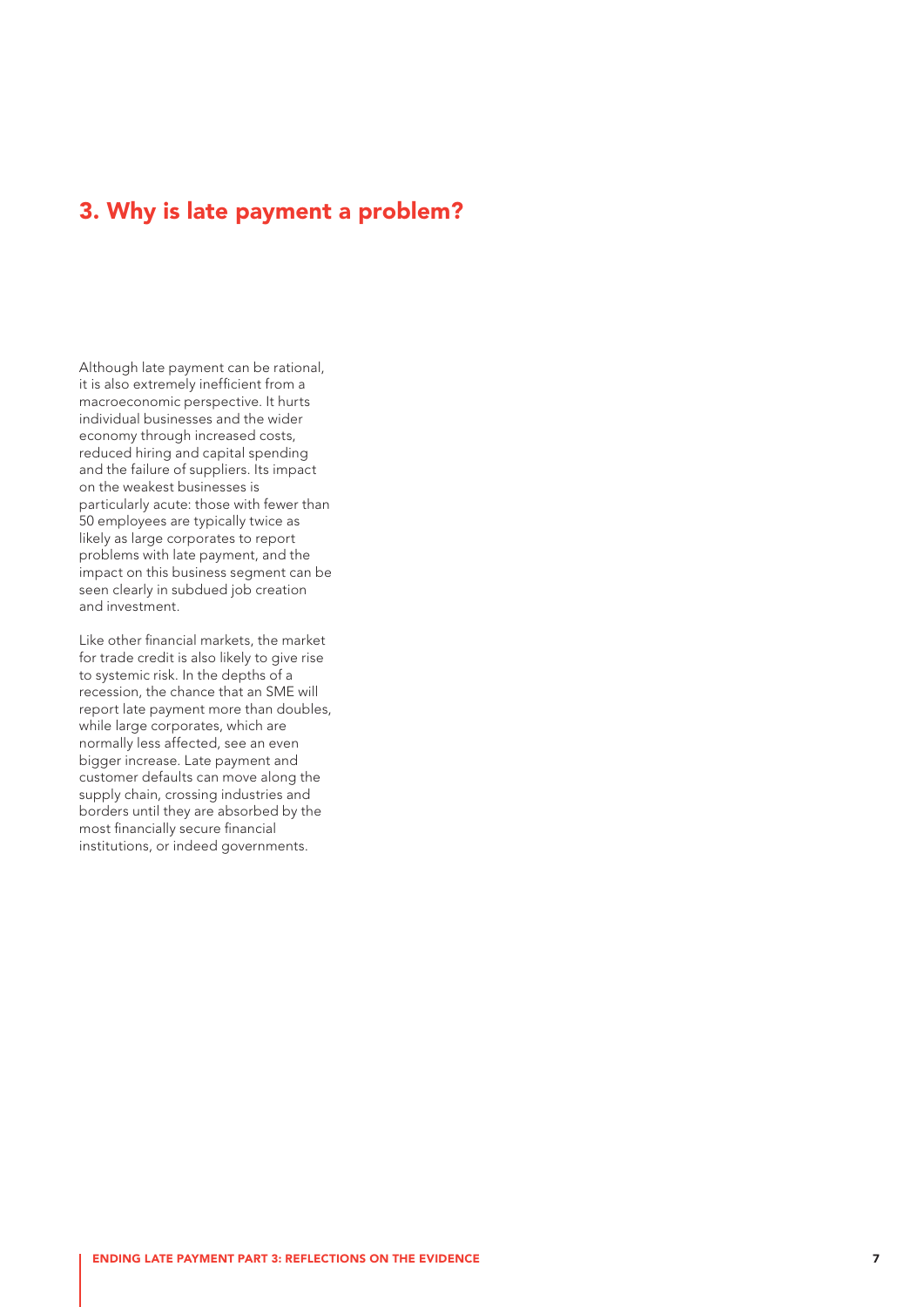## 3. Why is late payment a problem?

Although late payment can be rational, it is also extremely inefficient from a macroeconomic perspective. It hurts individual businesses and the wider economy through increased costs, reduced hiring and capital spending and the failure of suppliers. Its impact on the weakest businesses is particularly acute: those with fewer than 50 employees are typically twice as likely as large corporates to report problems with late payment, and the impact on this business segment can be seen clearly in subdued job creation and investment.

Like other financial markets, the market for trade credit is also likely to give rise to systemic risk. In the depths of a recession, the chance that an SME will report late payment more than doubles, while large corporates, which are normally less affected, see an even bigger increase. Late payment and customer defaults can move along the supply chain, crossing industries and borders until they are absorbed by the most financially secure financial institutions, or indeed governments.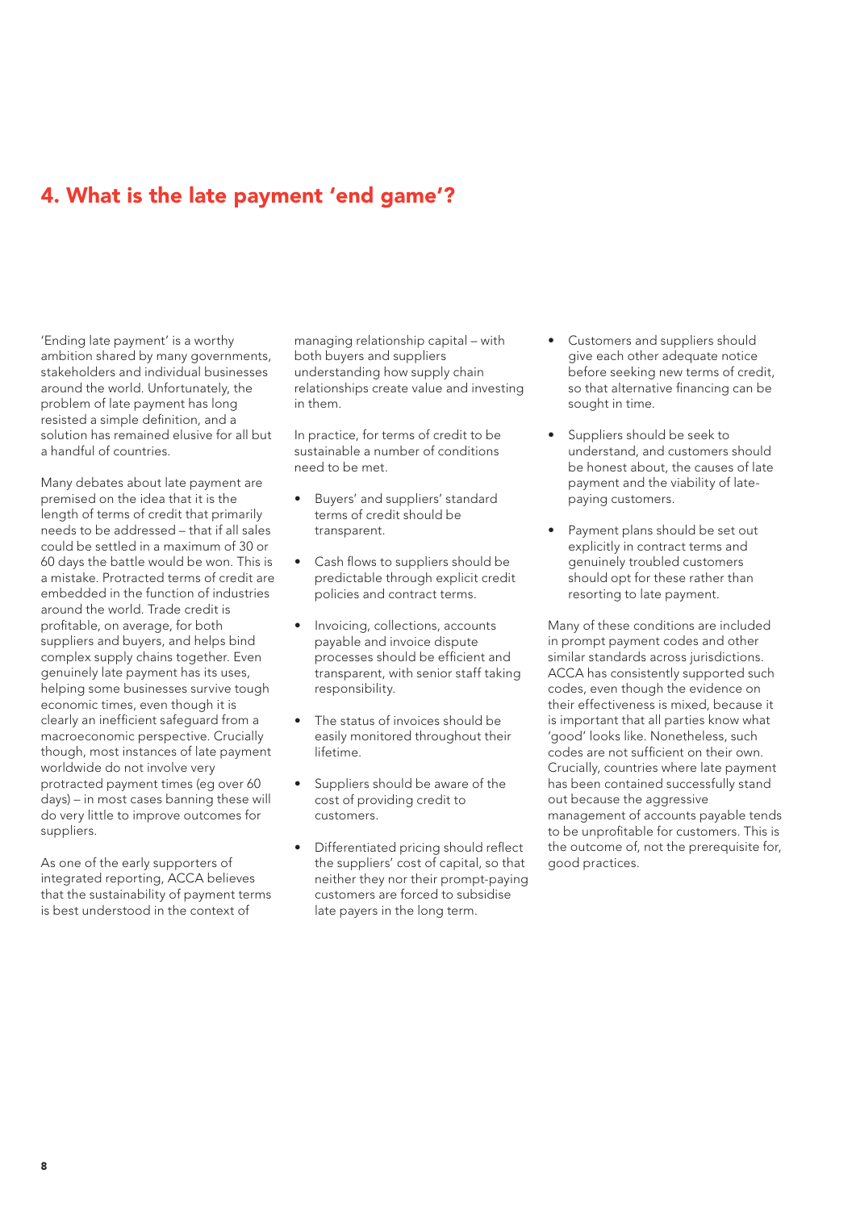## 4. What is the late payment 'end game'?

'Ending late payment' is a worthy ambition shared by many governments, stakeholders and individual businesses around the world. Unfortunately, the problem of late payment has long resisted a simple definition, and a solution has remained elusive for all but a handful of countries.

Many debates about late payment are premised on the idea that it is the length of terms of credit that primarily needs to be addressed – that if all sales could be settled in a maximum of 30 or 60 days the battle would be won. This is a mistake. Protracted terms of credit are embedded in the function of industries around the world. Trade credit is profitable, on average, for both suppliers and buyers, and helps bind complex supply chains together. Even genuinely late payment has its uses, helping some businesses survive tough economic times, even though it is clearly an inefficient safeguard from a macroeconomic perspective. Crucially though, most instances of late payment worldwide do not involve very protracted payment times (eg over 60 days) – in most cases banning these will do very little to improve outcomes for suppliers.

As one of the early supporters of integrated reporting, ACCA believes that the sustainability of payment terms is best understood in the context of managing relationship capital – with both buyers and suppliers understanding how supply chain relationships create value and investing in them.

In practice, for terms of credit to be sustainable a number of conditions need to be met.

- Buyers' and suppliers' standard terms of credit should be transparent.
- Cash flows to suppliers should be predictable through explicit credit policies and contract terms.
- Invoicing, collections, accounts payable and invoice dispute processes should be efficient and transparent, with senior staff taking responsibility.
- The status of invoices should be easily monitored throughout their lifetime.
- Suppliers should be aware of the cost of providing credit to customers.
- Differentiated pricing should reflect the suppliers' cost of capital, so that neither they nor their prompt-paying customers are forced to subsidise late payers in the long term.
- Customers and suppliers should give each other adequate notice before seeking new terms of credit, so that alternative financing can be sought in time.
- Suppliers should be seek to understand, and customers should be honest about, the causes of late payment and the viability of late-paying customers.
- Payment plans should be set out explicitly in contract terms and genuinely troubled customers should opt for these rather than resorting to late payment.

Many of these conditions are included in prompt payment codes and other similar standards across jurisdictions. ACCA has consistently supported such codes, even though the evidence on their effectiveness is mixed, because it is important that all parties know what 'good' looks like. Nonetheless, such codes are not sufficient on their own. Crucially, countries where late payment has been contained successfully stand out because the aggressive management of accounts payable tends to be unprofitable for customers. This is the outcome of, not the prerequisite for, good practices.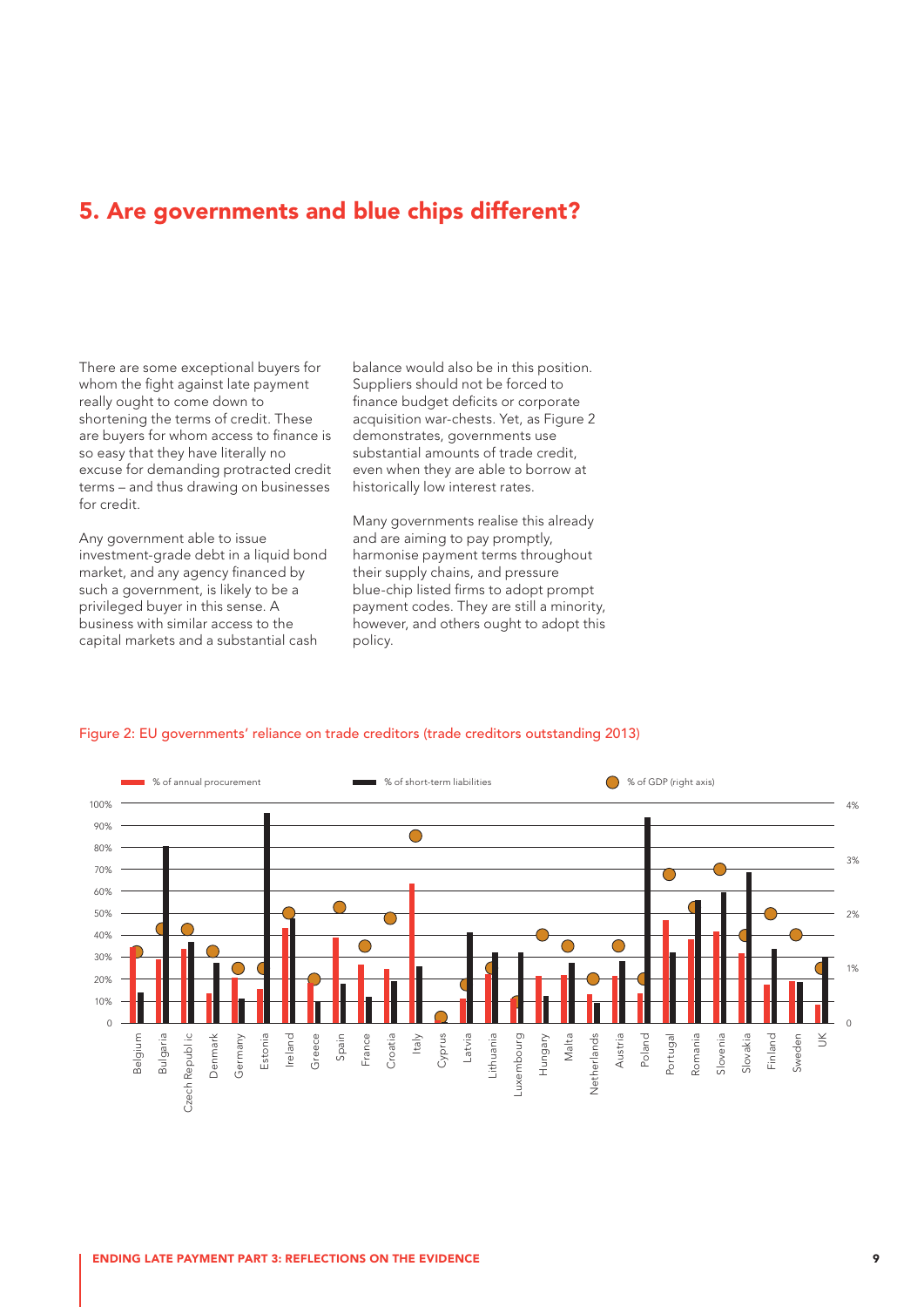# 5. Are governments and blue chips different?

There are some exceptional buyers for whom the fight against late payment really ought to come down to shortening the terms of credit. These are buyers for whom access to finance is so easy that they have literally no excuse for demanding protracted credit terms – and thus drawing on businesses for credit.

Any government able to issue investment-grade debt in a liquid bond market, and any agency financed by such a government, is likely to be a privileged buyer in this sense. A business with similar access to the capital markets and a substantial cash balance would also be in this position. Suppliers should not be forced to finance budget deficits or corporate acquisition war-chests. Yet, as Figure 2 demonstrates, governments use substantial amounts of trade credit, even when they are able to borrow at historically low interest rates.

Many governments realise this already and are aiming to pay promptly, harmonise payment terms throughout their supply chains, and pressure blue-chip listed firms to adopt prompt payment codes. They are still a minority, however, and others ought to adopt this policy.

Figure 2: EU governments' reliance on trade creditors (trade creditors outstanding 2013)

% of annual procurement | % of short-term liabilities | % of GDP (right axis)

Belgium, Bulgaria, Czech Republic, Denmark, Germany, Estonia, Ireland, Greece, Spain, France, Croatia, Italy, Cyprus, Latvia, Lithuania, Luxembourg, Hungary, Malta, Netherlands, Austria, Poland, Portugal, Romania, Slovenia, Slovakia, Finland, Sweden, UK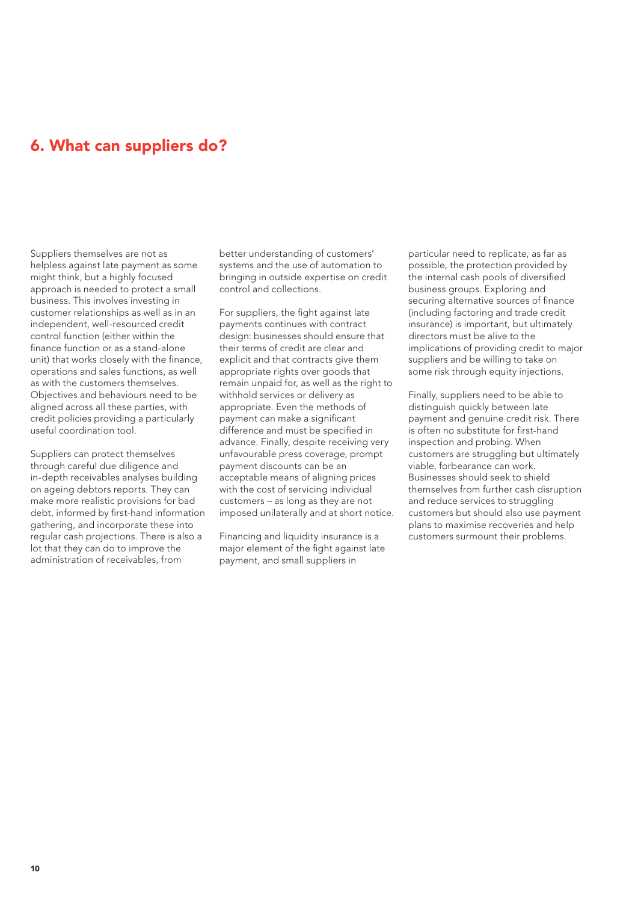## 6. What can suppliers do?

Suppliers themselves are not as helpless against late payment as some might think, but a highly focused approach is needed to protect a small business. This involves investing in customer relationships as well as in an independent, well-resourced credit control function (either within the finance function or as a stand-alone unit) that works closely with the finance, operations and sales functions, as well as with the customers themselves. Objectives and behaviours need to be aligned across all these parties, with credit policies providing a particularly useful coordination tool.

Suppliers can protect themselves through careful due diligence and in-depth receivables analyses building on ageing debtors reports. They can make more realistic provisions for bad debt, informed by first-hand information gathering, and incorporate these into regular cash projections. There is also a lot that they can do to improve the administration of receivables, from better understanding of customers' systems and the use of automation to bringing in outside expertise on credit control and collections.

For suppliers, the fight against late payments continues with contract design: businesses should ensure that their terms of credit are clear and explicit and that contracts give them appropriate rights over goods that remain unpaid for, as well as the right to withhold services or delivery as appropriate. Even the methods of payment can make a significant difference and must be specified in advance. Finally, despite receiving very unfavourable press coverage, prompt payment discounts can be an acceptable means of aligning prices with the cost of servicing individual customers – as long as they are not imposed unilaterally and at short notice.

Financing and liquidity insurance is a major element of the fight against late payment, and small suppliers in particular need to replicate, as far as possible, the protection provided by the internal cash pools of diversified business groups. Exploring and securing alternative sources of finance (including factoring and trade credit insurance) is important, but ultimately directors must be alive to the implications of providing credit to major suppliers and be willing to take on some risk through equity injections.

Finally, suppliers need to be able to distinguish quickly between late payment and genuine credit risk. There is often no substitute for first-hand inspection and probing. When customers are struggling but ultimately viable, forbearance can work. Businesses should seek to shield themselves from further cash disruption and reduce services to struggling customers but should also use payment plans to maximise recoveries and help customers surmount their problems.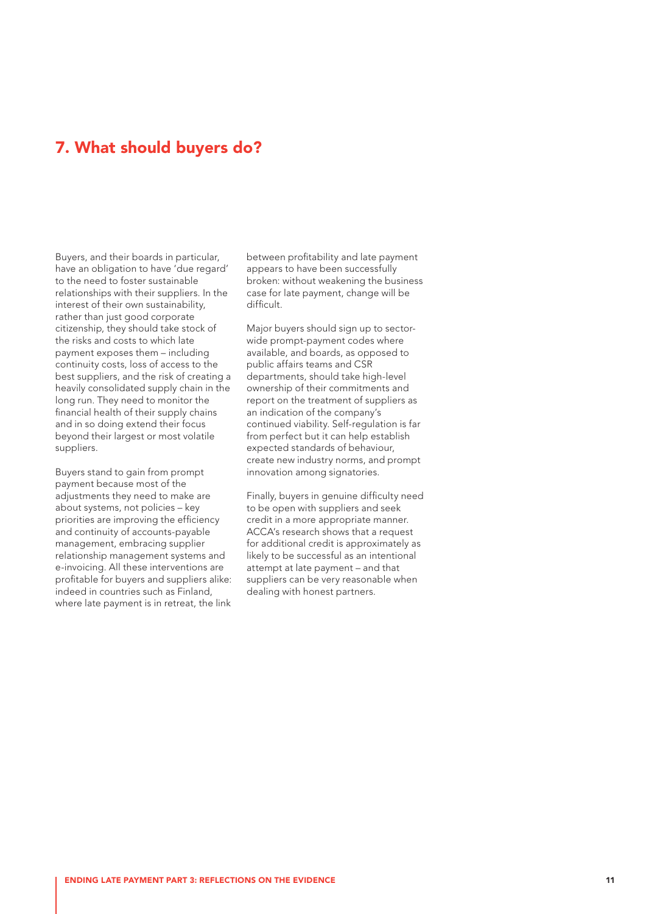## 7. What should buyers do?

Buyers, and their boards in particular, have an obligation to have 'due regard' to the need to foster sustainable relationships with their suppliers. In the interest of their own sustainability, rather than just good corporate citizenship, they should take stock of the risks and costs to which late payment exposes them – including continuity costs, loss of access to the best suppliers, and the risk of creating a heavily consolidated supply chain in the long run. They need to monitor the financial health of their supply chains and in so doing extend their focus beyond their largest or most volatile suppliers.

Buyers stand to gain from prompt payment because most of the adjustments they need to make are about systems, not policies – key priorities are improving the efficiency and continuity of accounts-payable management, embracing supplier relationship management systems and e-invoicing. All these interventions are profitable for buyers and suppliers alike: indeed in countries such as Finland, where late payment is in retreat, the link between profitability and late payment appears to have been successfully broken: without weakening the business case for late payment, change will be difficult.

Major buyers should sign up to sector-wide prompt-payment codes where available, and boards, as opposed to public affairs teams and CSR departments, should take high-level ownership of their commitments and report on the treatment of suppliers as an indication of the company's continued viability. Self-regulation is far from perfect but it can help establish expected standards of behaviour, create new industry norms, and prompt innovation among signatories.

Finally, buyers in genuine difficulty need to be open with suppliers and seek credit in a more appropriate manner. ACCA's research shows that a request for additional credit is approximately as likely to be successful as an intentional attempt at late payment – and that suppliers can be very reasonable when dealing with honest partners.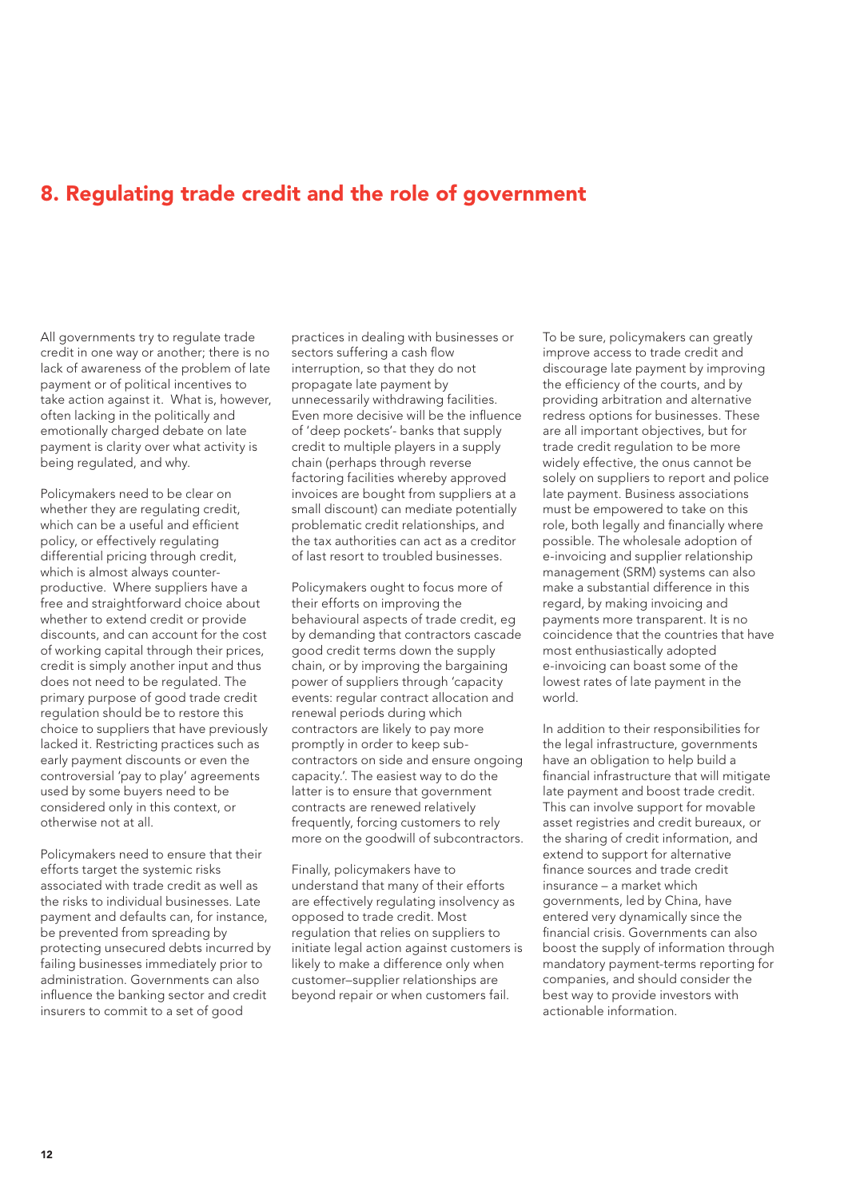## 8. Regulating trade credit and the role of government

All governments try to regulate trade credit in one way or another; there is no lack of awareness of the problem of late payment or of political incentives to take action against it. What is, however, often lacking in the politically and emotionally charged debate on late payment is clarity over what activity is being regulated, and why.

Policymakers need to be clear on whether they are regulating credit, which can be a useful and efficient policy, or effectively regulating differential pricing through credit, which is almost always counter-productive. Where suppliers have a free and straightforward choice about whether to extend credit or provide discounts, and can account for the cost of working capital through their prices, credit is simply another input and thus does not need to be regulated. The primary purpose of good trade credit regulation should be to restore this choice to suppliers that have previously lacked it. Restricting practices such as early payment discounts or even the controversial 'pay to play' agreements used by some buyers need to be considered only in this context, or otherwise not at all.

Policymakers need to ensure that their efforts target the systemic risks associated with trade credit as well as the risks to individual businesses. Late payment and defaults can, for instance, be prevented from spreading by protecting unsecured debts incurred by failing businesses immediately prior to administration. Governments can also influence the banking sector and credit insurers to commit to a set of good practices in dealing with businesses or sectors suffering a cash flow interruption, so that they do not propagate late payment by unnecessarily withdrawing facilities. Even more decisive will be the influence of 'deep pockets'- banks that supply credit to multiple players in a supply chain (perhaps through reverse factoring facilities whereby approved invoices are bought from suppliers at a small discount) can mediate potentially problematic credit relationships, and the tax authorities can act as a creditor of last resort to troubled businesses.

Policymakers ought to focus more of their efforts on improving the behavioural aspects of trade credit, eg by demanding that contractors cascade good credit terms down the supply chain, or by improving the bargaining power of suppliers through 'capacity events: regular contract allocation and renewal periods during which contractors are likely to pay more promptly in order to keep sub-contractors on side and ensure ongoing capacity.'. The easiest way to do the latter is to ensure that government contracts are renewed relatively frequently, forcing customers to rely more on the goodwill of subcontractors.

Finally, policymakers have to understand that many of their efforts are effectively regulating insolvency as opposed to trade credit. Most regulation that relies on suppliers to initiate legal action against customers is likely to make a difference only when customer–supplier relationships are beyond repair or when customers fail.

To be sure, policymakers can greatly improve access to trade credit and discourage late payment by improving the efficiency of the courts, and by providing arbitration and alternative redress options for businesses. These are all important objectives, but for trade credit regulation to be more widely effective, the onus cannot be solely on suppliers to report and police late payment. Business associations must be empowered to take on this role, both legally and financially where possible. The wholesale adoption of e-invoicing and supplier relationship management (SRM) systems can also make a substantial difference in this regard, by making invoicing and payments more transparent. It is no coincidence that the countries that have most enthusiastically adopted e-invoicing can boast some of the lowest rates of late payment in the world.

In addition to their responsibilities for the legal infrastructure, governments have an obligation to help build a financial infrastructure that will mitigate late payment and boost trade credit. This can involve support for movable asset registries and credit bureaux, or the sharing of credit information, and extend to support for alternative finance sources and trade credit insurance – a market which governments, led by China, have entered very dynamically since the financial crisis. Governments can also boost the supply of information through mandatory payment-terms reporting for companies, and should consider the best way to provide investors with actionable information.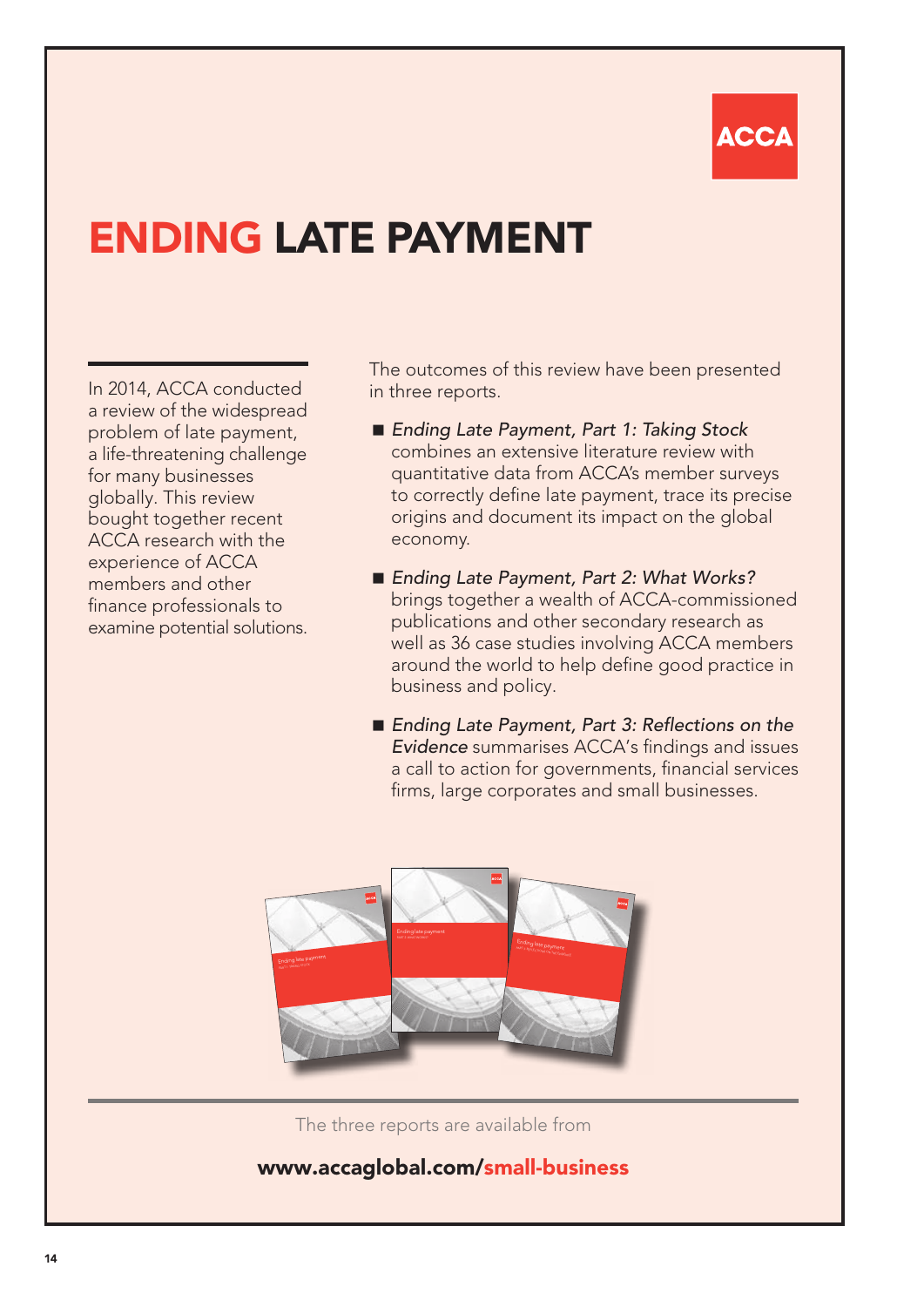ACCA

# ENDING LATE PAYMENT

In 2014, ACCA conducted a review of the widespread problem of late payment, a life-threatening challenge for many businesses globally. This review bought together recent ACCA research with the experience of ACCA members and other finance professionals to examine potential solutions.

The outcomes of this review have been presented in three reports.

- *Ending Late Payment, Part 1: Taking Stock* combines an extensive literature review with quantitative data from ACCA's member surveys to correctly define late payment, trace its precise origins and document its impact on the global economy.
- *Ending Late Payment, Part 2: What Works?* brings together a wealth of ACCA-commissioned publications and other secondary research as well as 36 case studies involving ACCA members around the world to help define good practice in business and policy.
- *Ending Late Payment, Part 3: Reflections on the Evidence* summarises ACCA's findings and issues a call to action for governments, financial services firms, large corporates and small businesses.

The three reports are available from

**www.accaglobal.com/small-business**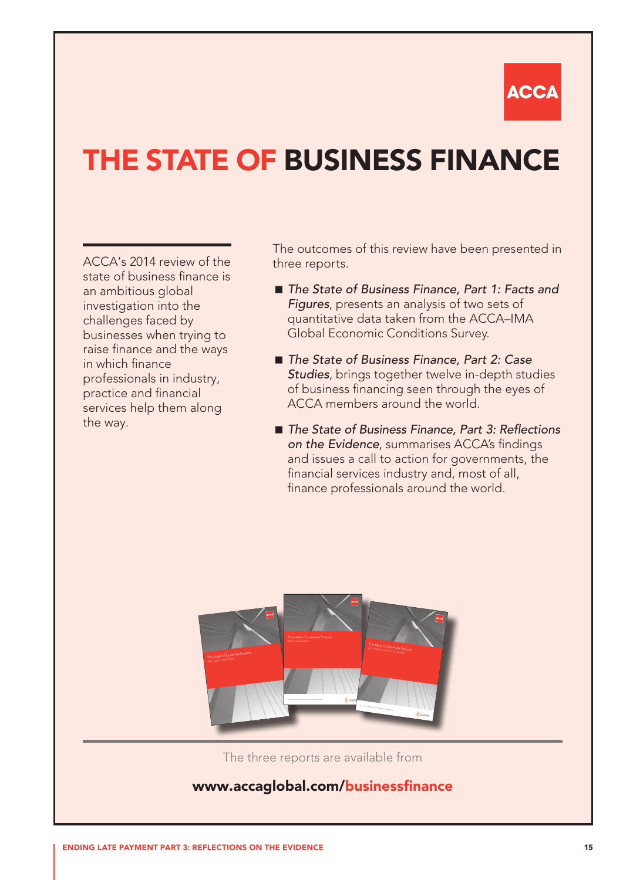ACCA

# THE STATE OF BUSINESS FINANCE

ACCA's 2014 review of the state of business finance is an ambitious global investigation into the challenges faced by businesses when trying to raise finance and the ways in which finance professionals in industry, practice and financial services help them along the way.

The outcomes of this review have been presented in three reports.

- *The State of Business Finance, Part 1: Facts and Figures*, presents an analysis of two sets of quantitative data taken from the ACCA–IMA Global Economic Conditions Survey.
- *The State of Business Finance, Part 2: Case Studies*, brings together twelve in-depth studies of business financing seen through the eyes of ACCA members around the world.
- *The State of Business Finance, Part 3: Reflections on the Evidence*, summarises ACCA's findings and issues a call to action for governments, the financial services industry and, most of all, finance professionals around the world.

The three reports are available from

**www.accaglobal.com/businessfinance**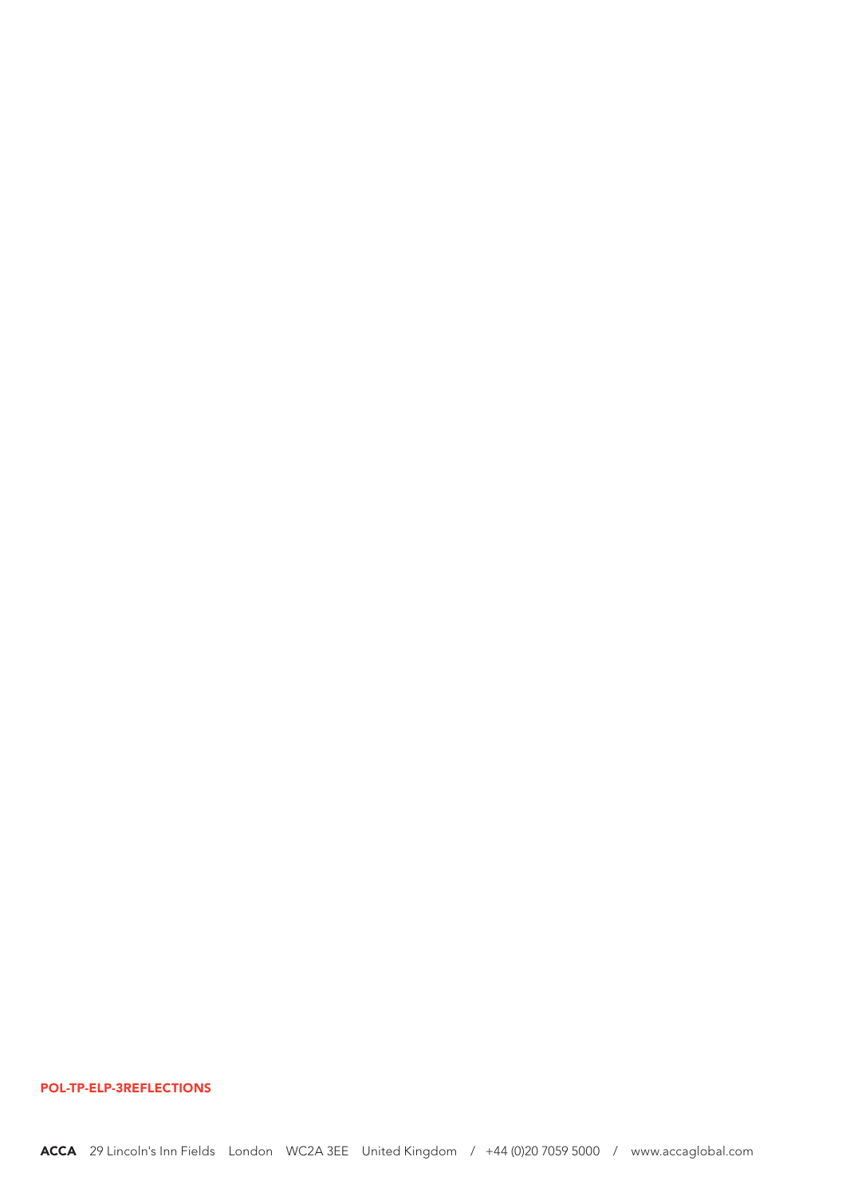POL-TP-ELP-3REFLECTIONS

**ACCA** 29 Lincoln's Inn Fields London WC2A 3EE United Kingdom / +44 (0)20 7059 5000 / www.accaglobal.com